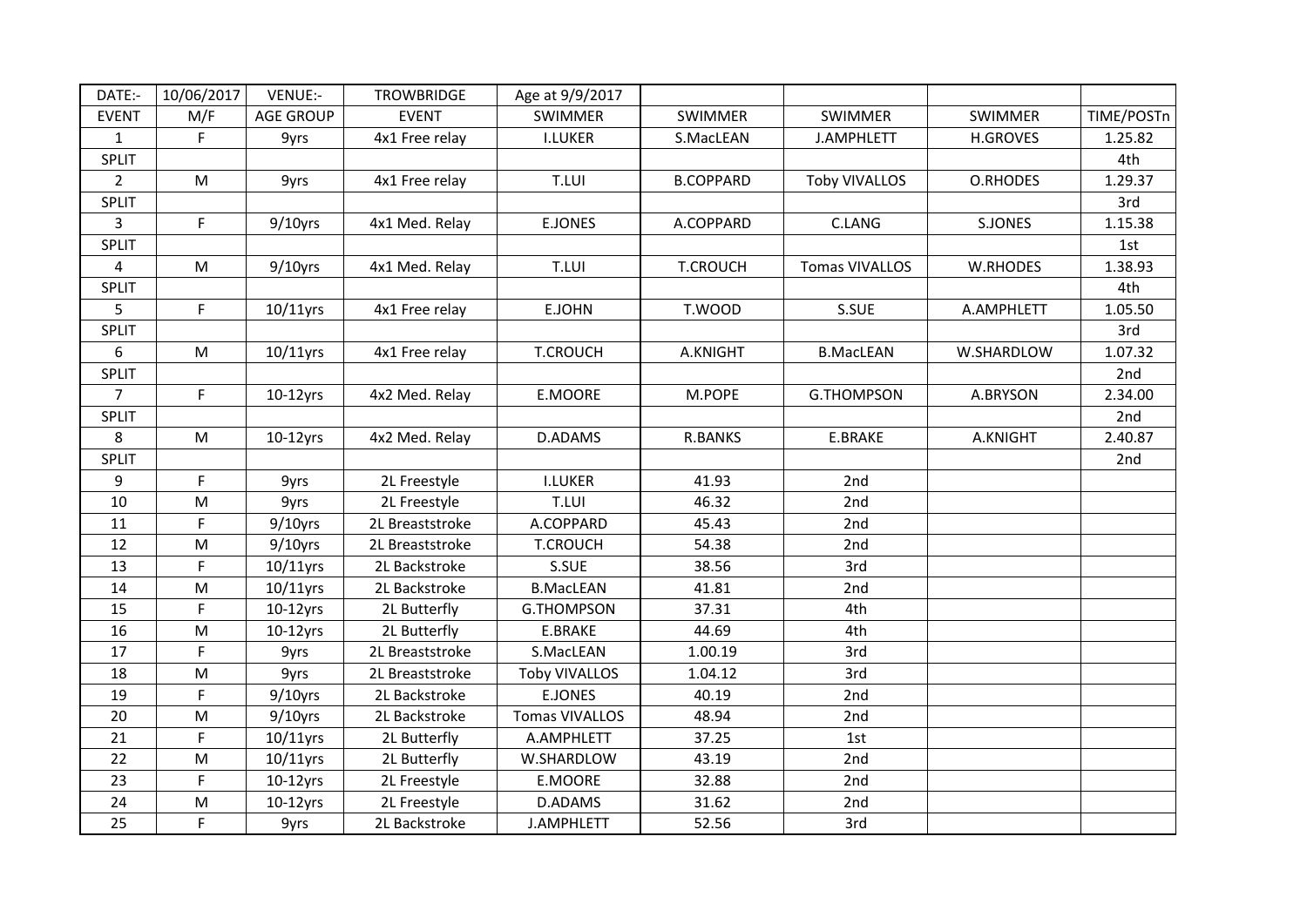| DATE:- | 10/06/2017 | VENUE:- | TROWBRIDGE | Age at 9/9/2017 | | | | |
|---|---|---|---|---|---|---|---|---|
| EVENT | M/F | AGE GROUP | EVENT | SWIMMER | SWIMMER | SWIMMER | SWIMMER | TIME/POSTn |
| 1 | F | 9yrs | 4x1 Free relay | I.LUKER | S.MacLEAN | J.AMPHLETT | H.GROVES | 1.25.82 |
| SPLIT | | | | | | | | 4th |
| 2 | M | 9yrs | 4x1 Free relay | T.LUI | B.COPPARD | Toby VIVALLOS | O.RHODES | 1.29.37 |
| SPLIT | | | | | | | | 3rd |
| 3 | F | 9/10yrs | 4x1 Med. Relay | E.JONES | A.COPPARD | C.LANG | S.JONES | 1.15.38 |
| SPLIT | | | | | | | | 1st |
| 4 | M | 9/10yrs | 4x1 Med. Relay | T.LUI | T.CROUCH | Tomas VIVALLOS | W.RHODES | 1.38.93 |
| SPLIT | | | | | | | | 4th |
| 5 | F | 10/11yrs | 4x1 Free relay | E.JOHN | T.WOOD | S.SUE | A.AMPHLETT | 1.05.50 |
| SPLIT | | | | | | | | 3rd |
| 6 | M | 10/11yrs | 4x1 Free relay | T.CROUCH | A.KNIGHT | B.MacLEAN | W.SHARDLOW | 1.07.32 |
| SPLIT | | | | | | | | 2nd |
| 7 | F | 10-12yrs | 4x2 Med. Relay | E.MOORE | M.POPE | G.THOMPSON | A.BRYSON | 2.34.00 |
| SPLIT | | | | | | | | 2nd |
| 8 | M | 10-12yrs | 4x2 Med. Relay | D.ADAMS | R.BANKS | E.BRAKE | A.KNIGHT | 2.40.87 |
| SPLIT | | | | | | | | 2nd |
| 9 | F | 9yrs | 2L Freestyle | I.LUKER | 41.93 | 2nd | | |
| 10 | M | 9yrs | 2L Freestyle | T.LUI | 46.32 | 2nd | | |
| 11 | F | 9/10yrs | 2L Breaststroke | A.COPPARD | 45.43 | 2nd | | |
| 12 | M | 9/10yrs | 2L Breaststroke | T.CROUCH | 54.38 | 2nd | | |
| 13 | F | 10/11yrs | 2L Backstroke | S.SUE | 38.56 | 3rd | | |
| 14 | M | 10/11yrs | 2L Backstroke | B.MacLEAN | 41.81 | 2nd | | |
| 15 | F | 10-12yrs | 2L Butterfly | G.THOMPSON | 37.31 | 4th | | |
| 16 | M | 10-12yrs | 2L Butterfly | E.BRAKE | 44.69 | 4th | | |
| 17 | F | 9yrs | 2L Breaststroke | S.MacLEAN | 1.00.19 | 3rd | | |
| 18 | M | 9yrs | 2L Breaststroke | Toby VIVALLOS | 1.04.12 | 3rd | | |
| 19 | F | 9/10yrs | 2L Backstroke | E.JONES | 40.19 | 2nd | | |
| 20 | M | 9/10yrs | 2L Backstroke | Tomas VIVALLOS | 48.94 | 2nd | | |
| 21 | F | 10/11yrs | 2L Butterfly | A.AMPHLETT | 37.25 | 1st | | |
| 22 | M | 10/11yrs | 2L Butterfly | W.SHARDLOW | 43.19 | 2nd | | |
| 23 | F | 10-12yrs | 2L Freestyle | E.MOORE | 32.88 | 2nd | | |
| 24 | M | 10-12yrs | 2L Freestyle | D.ADAMS | 31.62 | 2nd | | |
| 25 | F | 9yrs | 2L Backstroke | J.AMPHLETT | 52.56 | 3rd | | |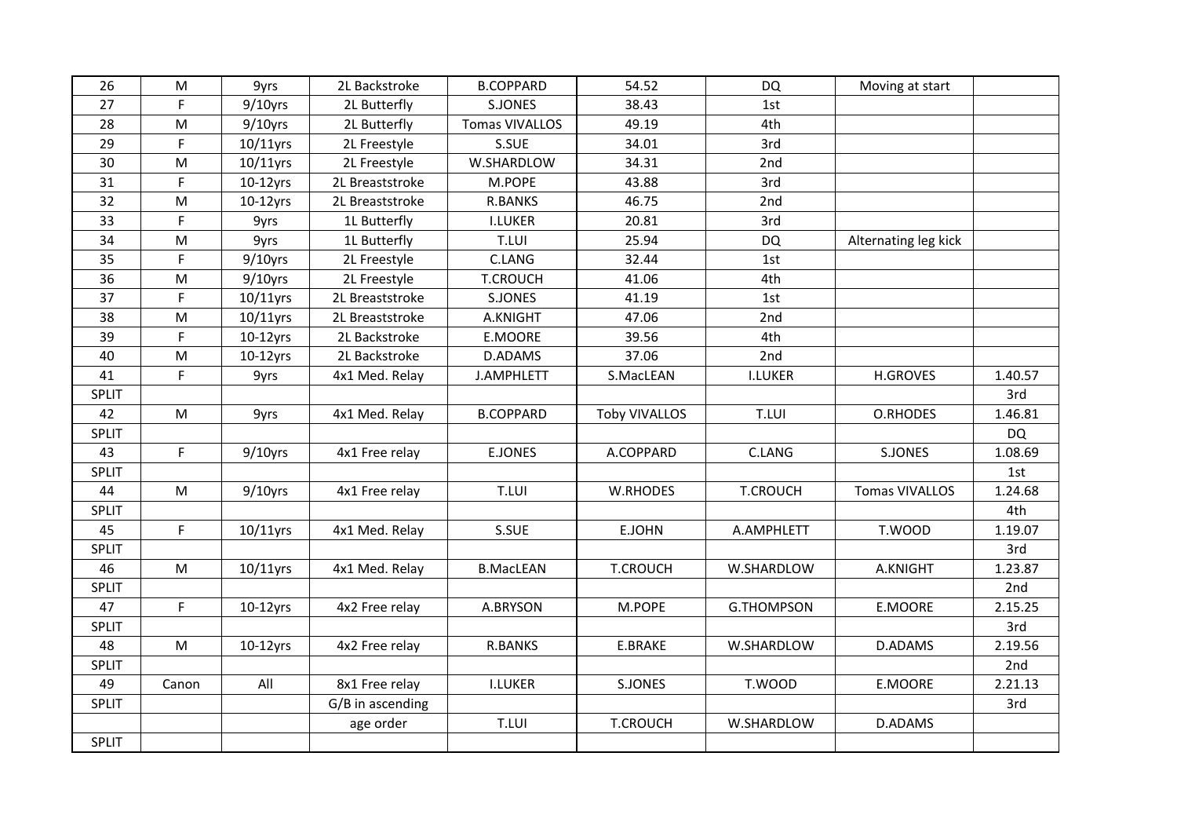| | | | | | | | | |
|---|---|---|---|---|---|---|---|---|
| 26 | M | 9yrs | 2L Backstroke | B.COPPARD | 54.52 | DQ | Moving at start | |
| 27 | F | 9/10yrs | 2L Butterfly | S.JONES | 38.43 | 1st | | |
| 28 | M | 9/10yrs | 2L Butterfly | Tomas VIVALLOS | 49.19 | 4th | | |
| 29 | F | 10/11yrs | 2L Freestyle | S.SUE | 34.01 | 3rd | | |
| 30 | M | 10/11yrs | 2L Freestyle | W.SHARDLOW | 34.31 | 2nd | | |
| 31 | F | 10-12yrs | 2L Breaststroke | M.POPE | 43.88 | 3rd | | |
| 32 | M | 10-12yrs | 2L Breaststroke | R.BANKS | 46.75 | 2nd | | |
| 33 | F | 9yrs | 1L Butterfly | I.LUKER | 20.81 | 3rd | | |
| 34 | M | 9yrs | 1L Butterfly | T.LUI | 25.94 | DQ | Alternating leg kick | |
| 35 | F | 9/10yrs | 2L Freestyle | C.LANG | 32.44 | 1st | | |
| 36 | M | 9/10yrs | 2L Freestyle | T.CROUCH | 41.06 | 4th | | |
| 37 | F | 10/11yrs | 2L Breaststroke | S.JONES | 41.19 | 1st | | |
| 38 | M | 10/11yrs | 2L Breaststroke | A.KNIGHT | 47.06 | 2nd | | |
| 39 | F | 10-12yrs | 2L Backstroke | E.MOORE | 39.56 | 4th | | |
| 40 | M | 10-12yrs | 2L Backstroke | D.ADAMS | 37.06 | 2nd | | |
| 41 | F | 9yrs | 4x1 Med. Relay | J.AMPHLETT | S.MacLEAN | I.LUKER | H.GROVES | 1.40.57 |
| SPLIT | | | | | | | | 3rd |
| 42 | M | 9yrs | 4x1 Med. Relay | B.COPPARD | Toby VIVALLOS | T.LUI | O.RHODES | 1.46.81 |
| SPLIT | | | | | | | | DQ |
| 43 | F | 9/10yrs | 4x1 Free relay | E.JONES | A.COPPARD | C.LANG | S.JONES | 1.08.69 |
| SPLIT | | | | | | | | 1st |
| 44 | M | 9/10yrs | 4x1 Free relay | T.LUI | W.RHODES | T.CROUCH | Tomas VIVALLOS | 1.24.68 |
| SPLIT | | | | | | | | 4th |
| 45 | F | 10/11yrs | 4x1 Med. Relay | S.SUE | E.JOHN | A.AMPHLETT | T.WOOD | 1.19.07 |
| SPLIT | | | | | | | | 3rd |
| 46 | M | 10/11yrs | 4x1 Med. Relay | B.MacLEAN | T.CROUCH | W.SHARDLOW | A.KNIGHT | 1.23.87 |
| SPLIT | | | | | | | | 2nd |
| 47 | F | 10-12yrs | 4x2 Free relay | A.BRYSON | M.POPE | G.THOMPSON | E.MOORE | 2.15.25 |
| SPLIT | | | | | | | | 3rd |
| 48 | M | 10-12yrs | 4x2 Free relay | R.BANKS | E.BRAKE | W.SHARDLOW | D.ADAMS | 2.19.56 |
| SPLIT | | | | | | | | 2nd |
| 49 | Canon | All | 8x1 Free relay | I.LUKER | S.JONES | T.WOOD | E.MOORE | 2.21.13 |
| SPLIT | | | G/B in ascending | | | | | 3rd |
| | | | age order | T.LUI | T.CROUCH | W.SHARDLOW | D.ADAMS | |
| SPLIT | | | | | | | | |